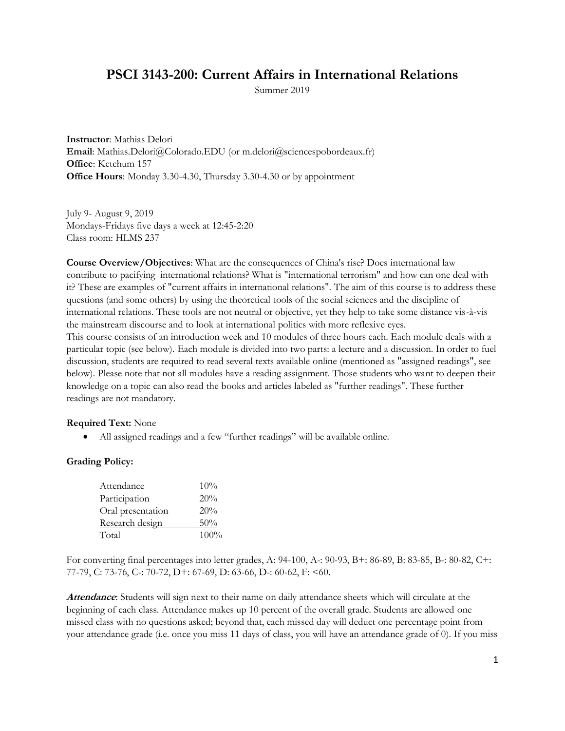# PSCI 3143-200: Current Affairs in International Relations

Summer 2019

**Instructor**: Mathias Delori
**Email**: Mathias.Delori@Colorado.EDU (or m.delori@sciencespobordeaux.fr)
**Office**: Ketchum 157
**Office Hours**: Monday 3.30-4.30, Thursday 3.30-4.30 or by appointment

July 9- August 9, 2019
Mondays-Fridays five days a week at 12:45-2:20
Class room: HLMS 237

**Course Overview/Objectives**: What are the consequences of China's rise? Does international law contribute to pacifying international relations? What is "international terrorism" and how can one deal with it? These are examples of "current affairs in international relations". The aim of this course is to address these questions (and some others) by using the theoretical tools of the social sciences and the discipline of international relations. These tools are not neutral or objective, yet they help to take some distance vis-à-vis the mainstream discourse and to look at international politics with more reflexive eyes.
This course consists of an introduction week and 10 modules of three hours each. Each module deals with a particular topic (see below). Each module is divided into two parts: a lecture and a discussion. In order to fuel discussion, students are required to read several texts available online (mentioned as "assigned readings", see below). Please note that not all modules have a reading assignment. Those students who want to deepen their knowledge on a topic can also read the books and articles labeled as "further readings". These further readings are not mandatory.

**Required Text:** None

- All assigned readings and a few "further readings" will be available online.

**Grading Policy:**

| | |
|---|---|
| Attendance | 10% |
| Participation | 20% |
| Oral presentation | 20% |
| Research design | 50% |
| Total | 100% |

For converting final percentages into letter grades, A: 94-100, A-: 90-93, B+: 86-89, B: 83-85, B-: 80-82, C+: 77-79, C: 73-76, C-: 70-72, D+: 67-69, D: 63-66, D-: 60-62, F: <60.

***Attendance***: Students will sign next to their name on daily attendance sheets which will circulate at the beginning of each class. Attendance makes up 10 percent of the overall grade. Students are allowed one missed class with no questions asked; beyond that, each missed day will deduct one percentage point from your attendance grade (i.e. once you miss 11 days of class, you will have an attendance grade of 0). If you miss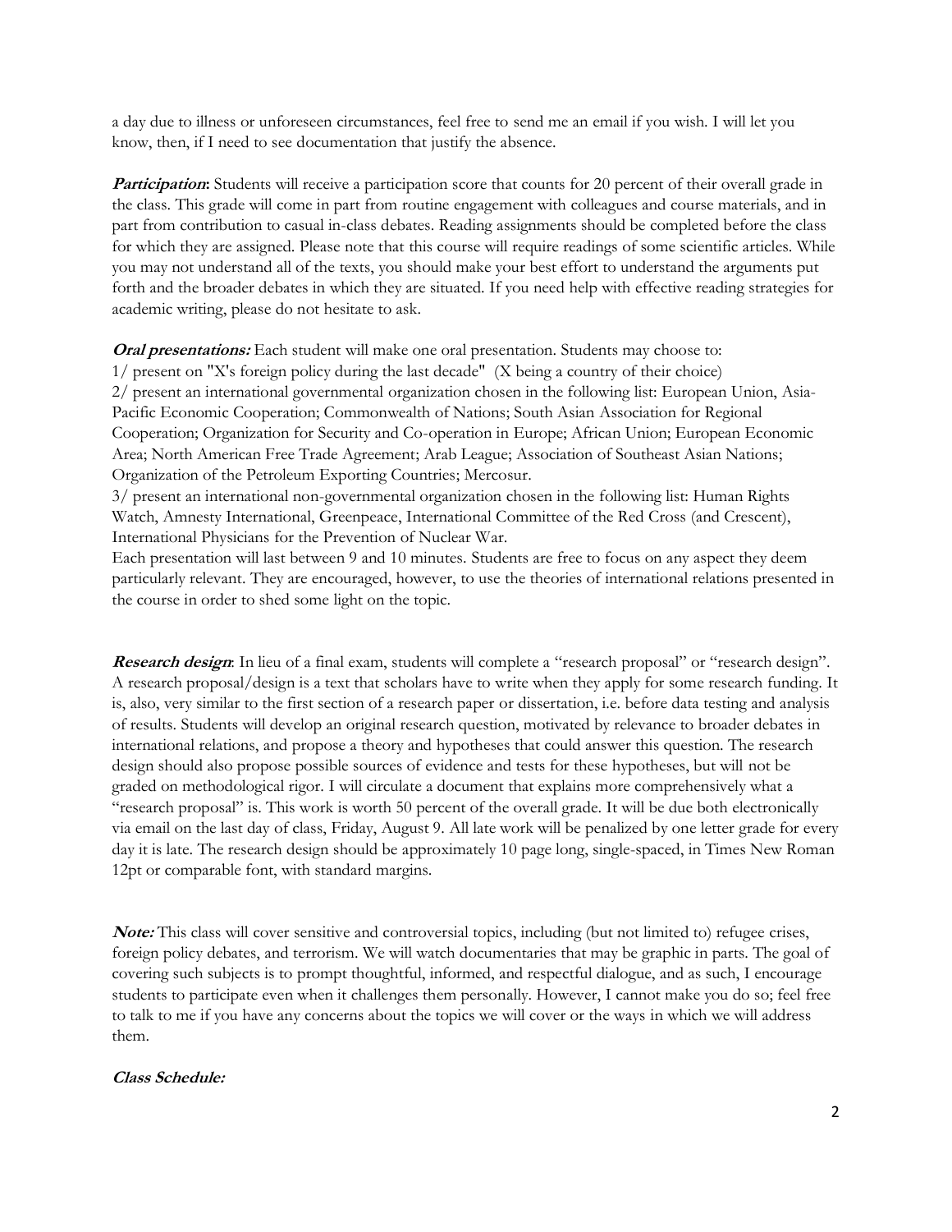a day due to illness or unforeseen circumstances, feel free to send me an email if you wish. I will let you know, then, if I need to see documentation that justify the absence.

***Participation*:** Students will receive a participation score that counts for 20 percent of their overall grade in the class. This grade will come in part from routine engagement with colleagues and course materials, and in part from contribution to casual in-class debates. Reading assignments should be completed before the class for which they are assigned. Please note that this course will require readings of some scientific articles. While you may not understand all of the texts, you should make your best effort to understand the arguments put forth and the broader debates in which they are situated. If you need help with effective reading strategies for academic writing, please do not hesitate to ask.

***Oral presentations:*** Each student will make one oral presentation. Students may choose to:
1/ present on "X's foreign policy during the last decade" (X being a country of their choice)
2/ present an international governmental organization chosen in the following list: European Union, Asia-Pacific Economic Cooperation; Commonwealth of Nations; South Asian Association for Regional Cooperation; Organization for Security and Co-operation in Europe; African Union; European Economic Area; North American Free Trade Agreement; Arab League; Association of Southeast Asian Nations; Organization of the Petroleum Exporting Countries; Mercosur.
3/ present an international non-governmental organization chosen in the following list: Human Rights Watch, Amnesty International, Greenpeace, International Committee of the Red Cross (and Crescent), International Physicians for the Prevention of Nuclear War.
Each presentation will last between 9 and 10 minutes. Students are free to focus on any aspect they deem particularly relevant. They are encouraged, however, to use the theories of international relations presented in the course in order to shed some light on the topic.

***Research design***: In lieu of a final exam, students will complete a "research proposal" or "research design". A research proposal/design is a text that scholars have to write when they apply for some research funding. It is, also, very similar to the first section of a research paper or dissertation, i.e. before data testing and analysis of results. Students will develop an original research question, motivated by relevance to broader debates in international relations, and propose a theory and hypotheses that could answer this question. The research design should also propose possible sources of evidence and tests for these hypotheses, but will not be graded on methodological rigor. I will circulate a document that explains more comprehensively what a "research proposal" is. This work is worth 50 percent of the overall grade. It will be due both electronically via email on the last day of class, Friday, August 9. All late work will be penalized by one letter grade for every day it is late. The research design should be approximately 10 page long, single-spaced, in Times New Roman 12pt or comparable font, with standard margins.

***Note:*** This class will cover sensitive and controversial topics, including (but not limited to) refugee crises, foreign policy debates, and terrorism. We will watch documentaries that may be graphic in parts. The goal of covering such subjects is to prompt thoughtful, informed, and respectful dialogue, and as such, I encourage students to participate even when it challenges them personally. However, I cannot make you do so; feel free to talk to me if you have any concerns about the topics we will cover or the ways in which we will address them.

***Class Schedule:***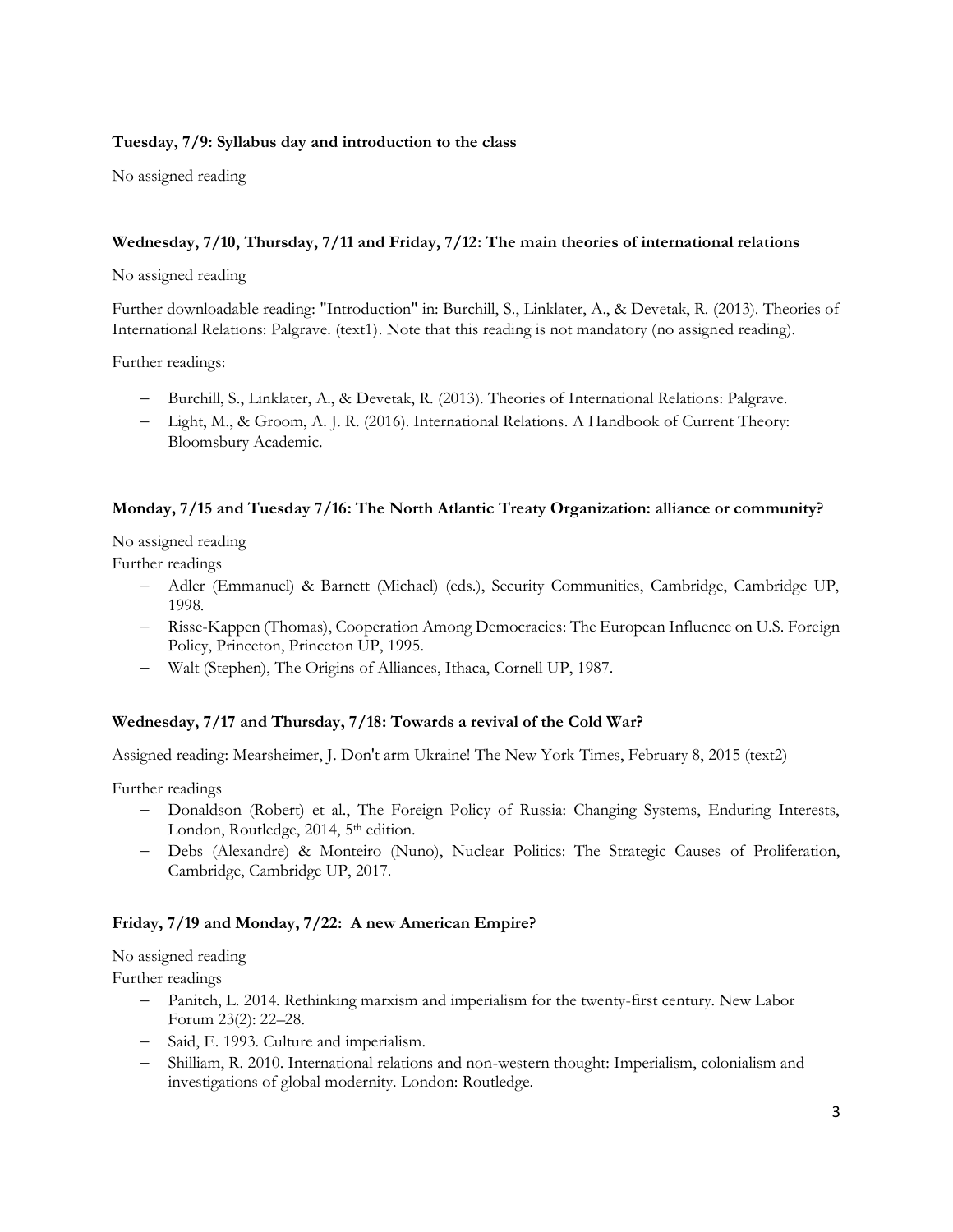**Tuesday, 7/9: Syllabus day and introduction to the class**

No assigned reading

**Wednesday, 7/10, Thursday, 7/11 and Friday, 7/12: The main theories of international relations**

No assigned reading

Further downloadable reading: "Introduction" in: Burchill, S., Linklater, A., & Devetak, R. (2013). Theories of International Relations: Palgrave. (text1). Note that this reading is not mandatory (no assigned reading).

Further readings:

- Burchill, S., Linklater, A., & Devetak, R. (2013). Theories of International Relations: Palgrave.
- Light, M., & Groom, A. J. R. (2016). International Relations. A Handbook of Current Theory: Bloomsbury Academic.

**Monday, 7/15 and Tuesday 7/16: The North Atlantic Treaty Organization: alliance or community?**

No assigned reading

Further readings

- Adler (Emmanuel) & Barnett (Michael) (eds.), Security Communities, Cambridge, Cambridge UP, 1998.
- Risse-Kappen (Thomas), Cooperation Among Democracies: The European Influence on U.S. Foreign Policy, Princeton, Princeton UP, 1995.
- Walt (Stephen), The Origins of Alliances, Ithaca, Cornell UP, 1987.

**Wednesday, 7/17 and Thursday, 7/18: Towards a revival of the Cold War?**

Assigned reading: Mearsheimer, J. Don't arm Ukraine! The New York Times, February 8, 2015 (text2)

Further readings

- Donaldson (Robert) et al., The Foreign Policy of Russia: Changing Systems, Enduring Interests, London, Routledge, 2014, 5th edition.
- Debs (Alexandre) & Monteiro (Nuno), Nuclear Politics: The Strategic Causes of Proliferation, Cambridge, Cambridge UP, 2017.

**Friday, 7/19 and Monday, 7/22: A new American Empire?**

No assigned reading

Further readings

- Panitch, L. 2014. Rethinking marxism and imperialism for the twenty-first century. New Labor Forum 23(2): 22–28.
- Said, E. 1993. Culture and imperialism.
- Shilliam, R. 2010. International relations and non-western thought: Imperialism, colonialism and investigations of global modernity. London: Routledge.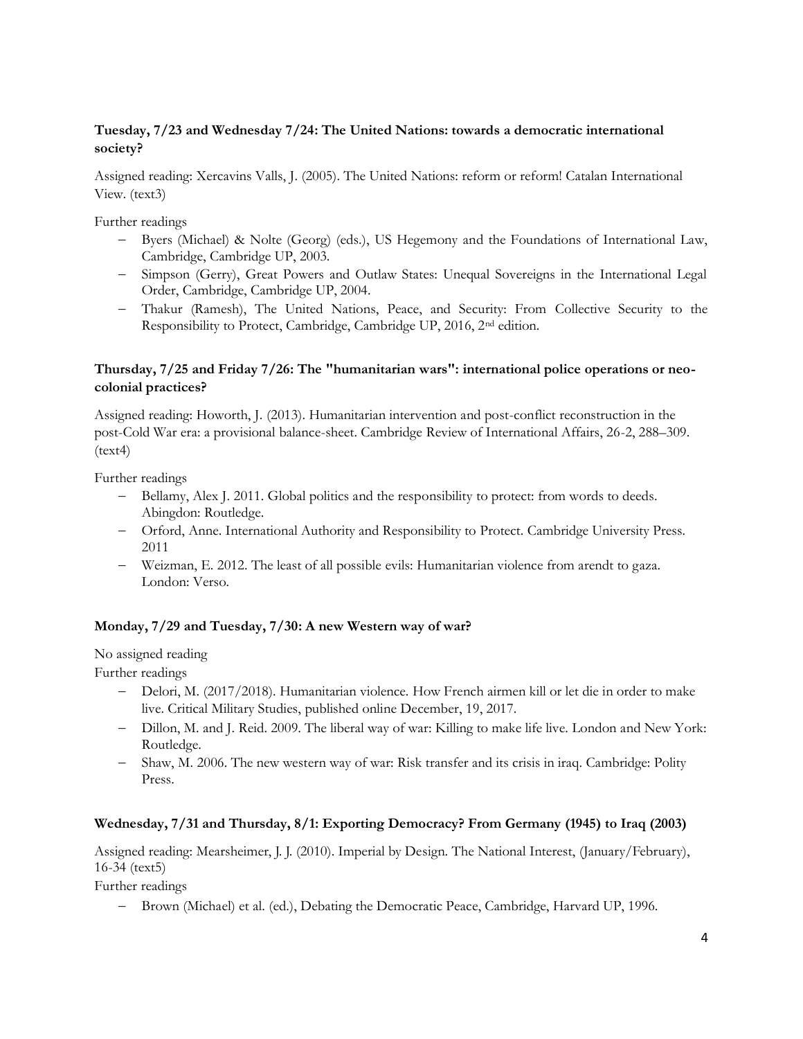**Tuesday, 7/23 and Wednesday 7/24: The United Nations: towards a democratic international society?**

Assigned reading: Xercavins Valls, J. (2005). The United Nations: reform or reform! Catalan International View. (text3)

Further readings

- Byers (Michael) & Nolte (Georg) (eds.), US Hegemony and the Foundations of International Law, Cambridge, Cambridge UP, 2003.
- Simpson (Gerry), Great Powers and Outlaw States: Unequal Sovereigns in the International Legal Order, Cambridge, Cambridge UP, 2004.
- Thakur (Ramesh), The United Nations, Peace, and Security: From Collective Security to the Responsibility to Protect, Cambridge, Cambridge UP, 2016, 2nd edition.

**Thursday, 7/25 and Friday 7/26: The "humanitarian wars": international police operations or neo-colonial practices?**

Assigned reading: Howorth, J. (2013). Humanitarian intervention and post-conflict reconstruction in the post-Cold War era: a provisional balance-sheet. Cambridge Review of International Affairs, 26-2, 288–309. (text4)

Further readings

- Bellamy, Alex J. 2011. Global politics and the responsibility to protect: from words to deeds. Abingdon: Routledge.
- Orford, Anne. International Authority and Responsibility to Protect. Cambridge University Press. 2011
- Weizman, E. 2012. The least of all possible evils: Humanitarian violence from arendt to gaza. London: Verso.

**Monday, 7/29 and Tuesday, 7/30: A new Western way of war?**

No assigned reading

Further readings

- Delori, M. (2017/2018). Humanitarian violence. How French airmen kill or let die in order to make live. Critical Military Studies, published online December, 19, 2017.
- Dillon, M. and J. Reid. 2009. The liberal way of war: Killing to make life live. London and New York: Routledge.
- Shaw, M. 2006. The new western way of war: Risk transfer and its crisis in iraq. Cambridge: Polity Press.

**Wednesday, 7/31 and Thursday, 8/1: Exporting Democracy? From Germany (1945) to Iraq (2003)**

Assigned reading: Mearsheimer, J. J. (2010). Imperial by Design. The National Interest, (January/February), 16-34 (text5)

Further readings

- Brown (Michael) et al. (ed.), Debating the Democratic Peace, Cambridge, Harvard UP, 1996.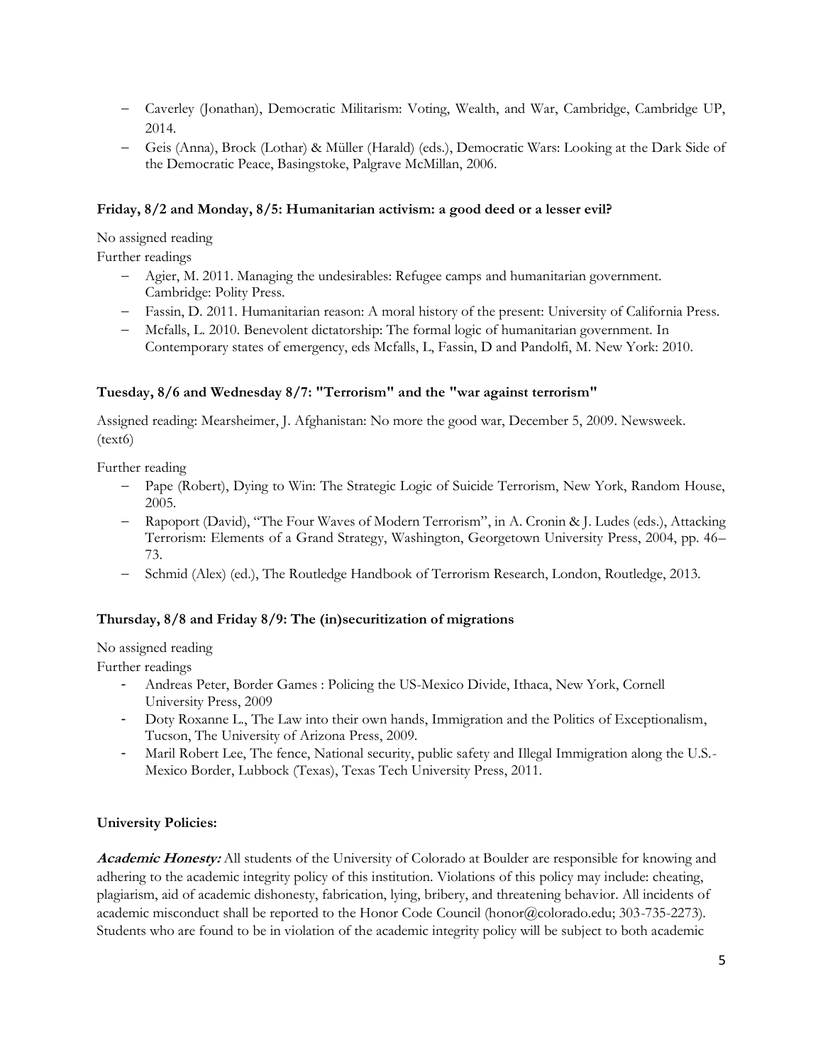- Caverley (Jonathan), Democratic Militarism: Voting, Wealth, and War, Cambridge, Cambridge UP, 2014.
- Geis (Anna), Brock (Lothar) & Müller (Harald) (eds.), Democratic Wars: Looking at the Dark Side of the Democratic Peace, Basingstoke, Palgrave McMillan, 2006.

**Friday, 8/2 and Monday, 8/5: Humanitarian activism: a good deed or a lesser evil?**

No assigned reading

Further readings

- Agier, M. 2011. Managing the undesirables: Refugee camps and humanitarian government. Cambridge: Polity Press.
- Fassin, D. 2011. Humanitarian reason: A moral history of the present: University of California Press.
- Mcfalls, L. 2010. Benevolent dictatorship: The formal logic of humanitarian government. In Contemporary states of emergency, eds Mcfalls, L, Fassin, D and Pandolfi, M. New York: 2010.

**Tuesday, 8/6 and Wednesday 8/7: "Terrorism" and the "war against terrorism"**

Assigned reading: Mearsheimer, J. Afghanistan: No more the good war, December 5, 2009. Newsweek. (text6)

Further reading

- Pape (Robert), Dying to Win: The Strategic Logic of Suicide Terrorism, New York, Random House, 2005.
- Rapoport (David), "The Four Waves of Modern Terrorism", in A. Cronin & J. Ludes (eds.), Attacking Terrorism: Elements of a Grand Strategy, Washington, Georgetown University Press, 2004, pp. 46–73.
- Schmid (Alex) (ed.), The Routledge Handbook of Terrorism Research, London, Routledge, 2013.

**Thursday, 8/8 and Friday 8/9: The (in)securitization of migrations**

No assigned reading

Further readings

- Andreas Peter, Border Games : Policing the US-Mexico Divide, Ithaca, New York, Cornell University Press, 2009
- Doty Roxanne L., The Law into their own hands, Immigration and the Politics of Exceptionalism, Tucson, The University of Arizona Press, 2009.
- Maril Robert Lee, The fence, National security, public safety and Illegal Immigration along the U.S.-Mexico Border, Lubbock (Texas), Texas Tech University Press, 2011.

**University Policies:**

***Academic Honesty:*** All students of the University of Colorado at Boulder are responsible for knowing and adhering to the academic integrity policy of this institution. Violations of this policy may include: cheating, plagiarism, aid of academic dishonesty, fabrication, lying, bribery, and threatening behavior. All incidents of academic misconduct shall be reported to the Honor Code Council (honor@colorado.edu; 303-735-2273). Students who are found to be in violation of the academic integrity policy will be subject to both academic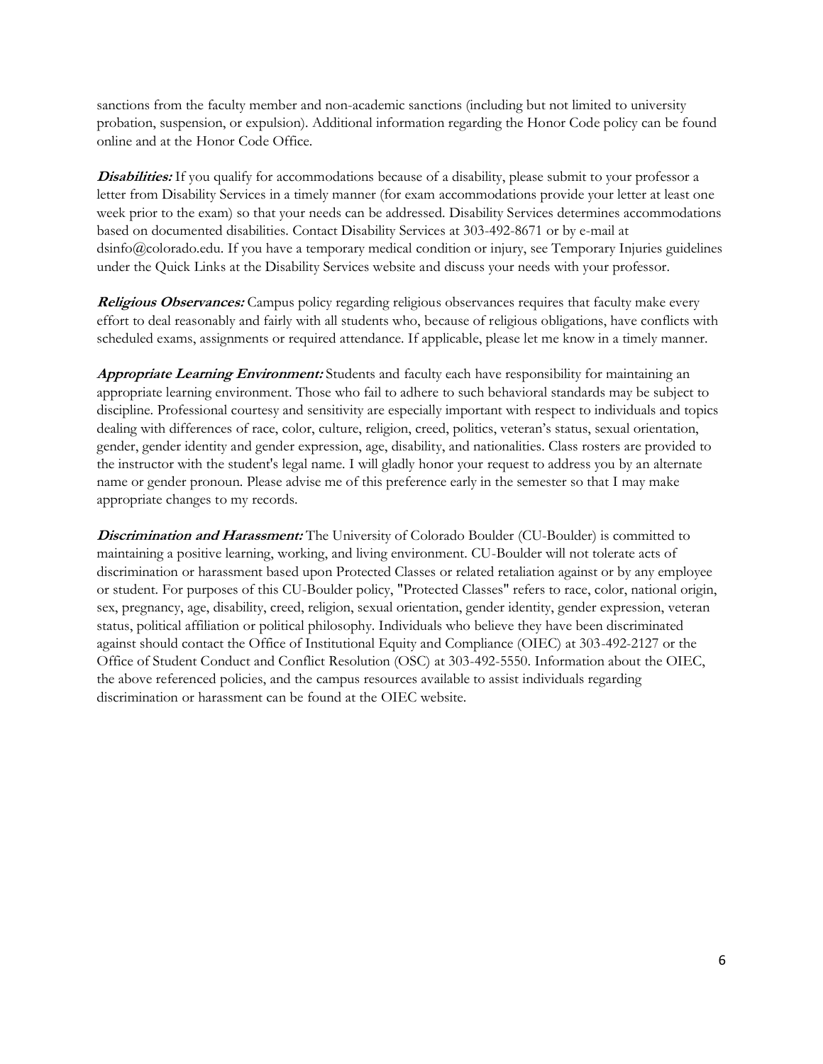sanctions from the faculty member and non-academic sanctions (including but not limited to university probation, suspension, or expulsion). Additional information regarding the Honor Code policy can be found online and at the Honor Code Office.

***Disabilities:*** If you qualify for accommodations because of a disability, please submit to your professor a letter from Disability Services in a timely manner (for exam accommodations provide your letter at least one week prior to the exam) so that your needs can be addressed. Disability Services determines accommodations based on documented disabilities. Contact Disability Services at 303-492-8671 or by e-mail at dsinfo@colorado.edu. If you have a temporary medical condition or injury, see Temporary Injuries guidelines under the Quick Links at the Disability Services website and discuss your needs with your professor.

***Religious Observances:*** Campus policy regarding religious observances requires that faculty make every effort to deal reasonably and fairly with all students who, because of religious obligations, have conflicts with scheduled exams, assignments or required attendance. If applicable, please let me know in a timely manner.

***Appropriate Learning Environment:*** Students and faculty each have responsibility for maintaining an appropriate learning environment. Those who fail to adhere to such behavioral standards may be subject to discipline. Professional courtesy and sensitivity are especially important with respect to individuals and topics dealing with differences of race, color, culture, religion, creed, politics, veteran's status, sexual orientation, gender, gender identity and gender expression, age, disability, and nationalities. Class rosters are provided to the instructor with the student's legal name. I will gladly honor your request to address you by an alternate name or gender pronoun. Please advise me of this preference early in the semester so that I may make appropriate changes to my records.

***Discrimination and Harassment:*** The University of Colorado Boulder (CU-Boulder) is committed to maintaining a positive learning, working, and living environment. CU-Boulder will not tolerate acts of discrimination or harassment based upon Protected Classes or related retaliation against or by any employee or student. For purposes of this CU-Boulder policy, "Protected Classes" refers to race, color, national origin, sex, pregnancy, age, disability, creed, religion, sexual orientation, gender identity, gender expression, veteran status, political affiliation or political philosophy. Individuals who believe they have been discriminated against should contact the Office of Institutional Equity and Compliance (OIEC) at 303-492-2127 or the Office of Student Conduct and Conflict Resolution (OSC) at 303-492-5550. Information about the OIEC, the above referenced policies, and the campus resources available to assist individuals regarding discrimination or harassment can be found at the OIEC website.